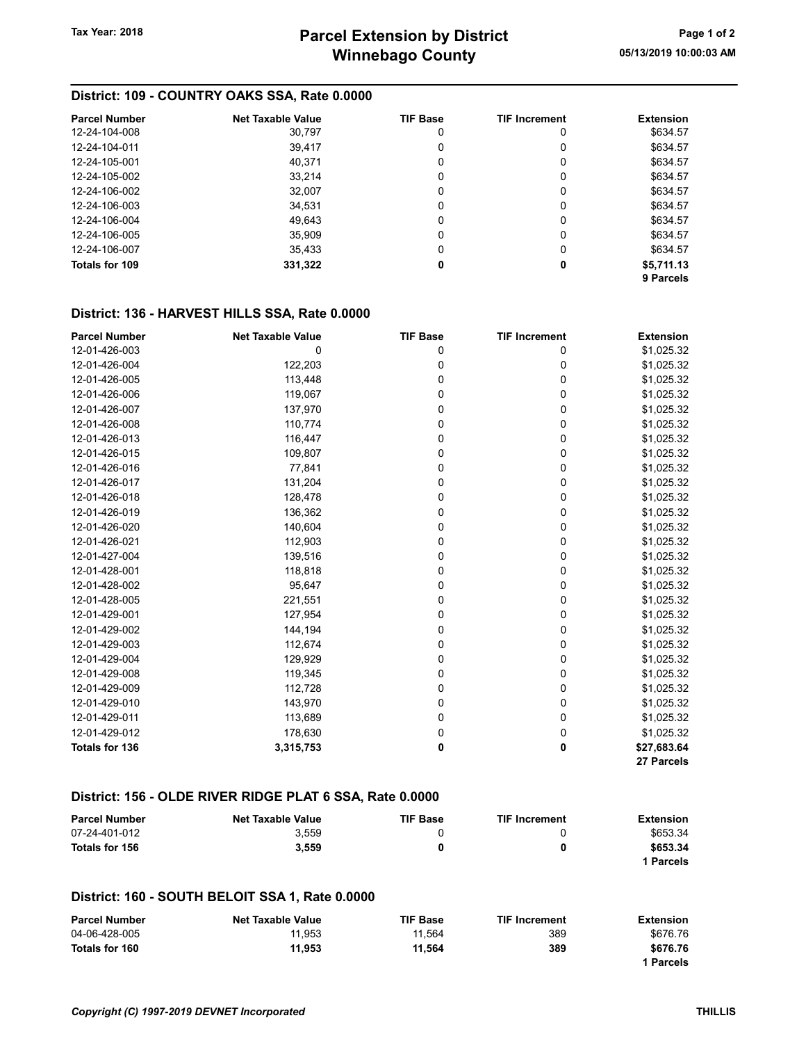# Parcel Extension by District
# Winnebago County

Tax Year: 2018

05/13/2019 10:00:03 AM

## District: 109 - COUNTRY OAKS SSA, Rate 0.0000

| Parcel Number | Net Taxable Value | TIF Base | TIF Increment | Extension |
|---|---|---|---|---|
| 12-24-104-008 | 30,797 | 0 | 0 | $634.57 |
| 12-24-104-011 | 39,417 | 0 | 0 | $634.57 |
| 12-24-105-001 | 40,371 | 0 | 0 | $634.57 |
| 12-24-105-002 | 33,214 | 0 | 0 | $634.57 |
| 12-24-106-002 | 32,007 | 0 | 0 | $634.57 |
| 12-24-106-003 | 34,531 | 0 | 0 | $634.57 |
| 12-24-106-004 | 49,643 | 0 | 0 | $634.57 |
| 12-24-106-005 | 35,909 | 0 | 0 | $634.57 |
| 12-24-106-007 | 35,433 | 0 | 0 | $634.57 |
| **Totals for 109** | **331,322** | **0** | **0** | **$5,711.13** |
| | | | | **9 Parcels** |

## District: 136 - HARVEST HILLS SSA, Rate 0.0000

| Parcel Number | Net Taxable Value | TIF Base | TIF Increment | Extension |
|---|---|---|---|---|
| 12-01-426-003 | 0 | 0 | 0 | $1,025.32 |
| 12-01-426-004 | 122,203 | 0 | 0 | $1,025.32 |
| 12-01-426-005 | 113,448 | 0 | 0 | $1,025.32 |
| 12-01-426-006 | 119,067 | 0 | 0 | $1,025.32 |
| 12-01-426-007 | 137,970 | 0 | 0 | $1,025.32 |
| 12-01-426-008 | 110,774 | 0 | 0 | $1,025.32 |
| 12-01-426-013 | 116,447 | 0 | 0 | $1,025.32 |
| 12-01-426-015 | 109,807 | 0 | 0 | $1,025.32 |
| 12-01-426-016 | 77,841 | 0 | 0 | $1,025.32 |
| 12-01-426-017 | 131,204 | 0 | 0 | $1,025.32 |
| 12-01-426-018 | 128,478 | 0 | 0 | $1,025.32 |
| 12-01-426-019 | 136,362 | 0 | 0 | $1,025.32 |
| 12-01-426-020 | 140,604 | 0 | 0 | $1,025.32 |
| 12-01-426-021 | 112,903 | 0 | 0 | $1,025.32 |
| 12-01-427-004 | 139,516 | 0 | 0 | $1,025.32 |
| 12-01-428-001 | 118,818 | 0 | 0 | $1,025.32 |
| 12-01-428-002 | 95,647 | 0 | 0 | $1,025.32 |
| 12-01-428-005 | 221,551 | 0 | 0 | $1,025.32 |
| 12-01-429-001 | 127,954 | 0 | 0 | $1,025.32 |
| 12-01-429-002 | 144,194 | 0 | 0 | $1,025.32 |
| 12-01-429-003 | 112,674 | 0 | 0 | $1,025.32 |
| 12-01-429-004 | 129,929 | 0 | 0 | $1,025.32 |
| 12-01-429-008 | 119,345 | 0 | 0 | $1,025.32 |
| 12-01-429-009 | 112,728 | 0 | 0 | $1,025.32 |
| 12-01-429-010 | 143,970 | 0 | 0 | $1,025.32 |
| 12-01-429-011 | 113,689 | 0 | 0 | $1,025.32 |
| 12-01-429-012 | 178,630 | 0 | 0 | $1,025.32 |
| **Totals for 136** | **3,315,753** | **0** | **0** | **$27,683.64** |
| | | | | **27 Parcels** |

## District: 156 - OLDE RIVER RIDGE PLAT 6 SSA, Rate 0.0000

| Parcel Number | Net Taxable Value | TIF Base | TIF Increment | Extension |
|---|---|---|---|---|
| 07-24-401-012 | 3,559 | 0 | 0 | $653.34 |
| **Totals for 156** | **3,559** | **0** | **0** | **$653.34** |
| | | | | **1 Parcels** |

## District: 160 - SOUTH BELOIT SSA 1, Rate 0.0000

| Parcel Number | Net Taxable Value | TIF Base | TIF Increment | Extension |
|---|---|---|---|---|
| 04-06-428-005 | 11,953 | 11,564 | 389 | $676.76 |
| **Totals for 160** | **11,953** | **11,564** | **389** | **$676.76** |
| | | | | **1 Parcels** |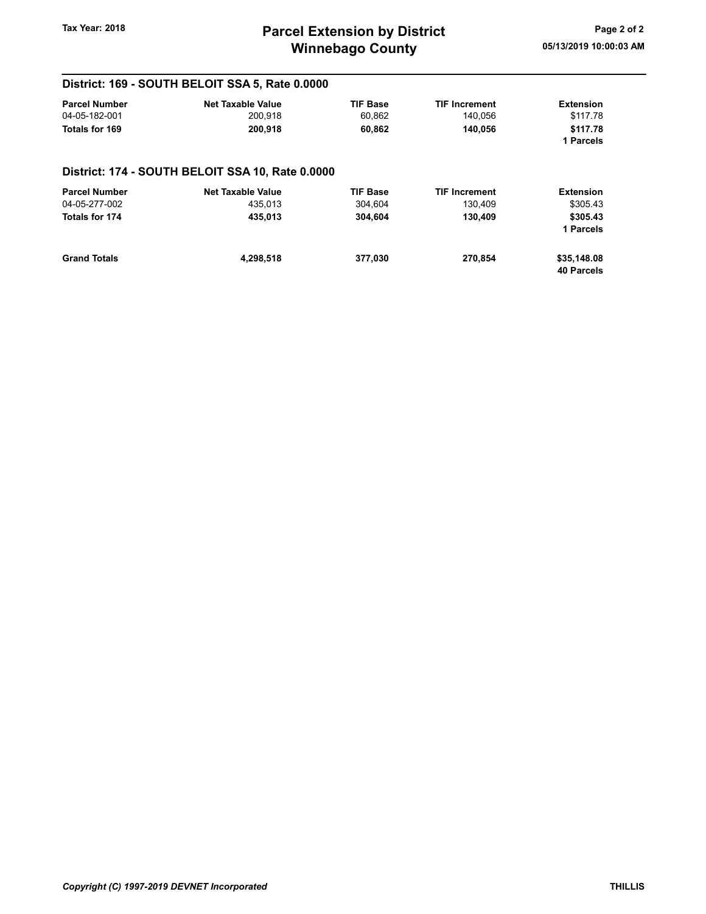## District: 169 - SOUTH BELOIT SSA 5, Rate 0.0000

| Parcel Number | Net Taxable Value | TIF Base | TIF Increment | Extension |
|---|---|---|---|---|
| 04-05-182-001 | 200,918 | 60,862 | 140,056 | $117.78 |
| **Totals for 169** | **200,918** | **60,862** | **140,056** | **$117.78** |
| | | | | **1 Parcels** |

## District: 174 - SOUTH BELOIT SSA 10, Rate 0.0000

| Parcel Number | Net Taxable Value | TIF Base | TIF Increment | Extension |
|---|---|---|---|---|
| 04-05-277-002 | 435,013 | 304,604 | 130,409 | $305.43 |
| **Totals for 174** | **435,013** | **304,604** | **130,409** | **$305.43** |
| | | | | **1 Parcels** |

| | | | | |
|---|---|---|---|---|
| **Grand Totals** | **4,298,518** | **377,030** | **270,854** | **$35,148.08** |
| | | | | **40 Parcels** |